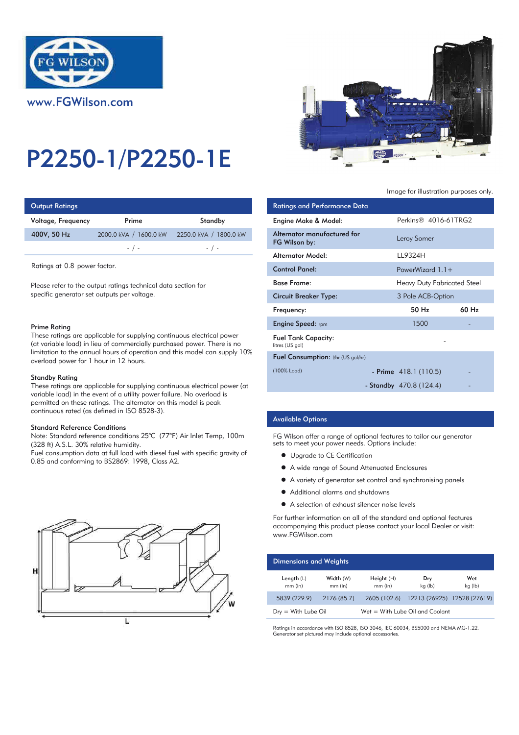www.FGWilson.com

# P2250-1/P2250-1E

Image for illustration purposes only.

## Output Ratings

| Voltage, Frequency | Prime | Standby |
|---|---|---|
| 400V, 50 Hz | 2000.0 kVA / 1600.0 kW | 2250.0 kVA / 1800.0 kW |
| | - / - | - / - |

Ratings at 0.8 power factor.

Please refer to the output ratings technical data section for specific generator set outputs per voltage.

### Prime Rating

These ratings are applicable for supplying continuous electrical power (at variable load) in lieu of commercially purchased power. There is no limitation to the annual hours of operation and this model can supply 10% overload power for 1 hour in 12 hours.

### Standby Rating

These ratings are applicable for supplying continuous electrical power (at variable load) in the event of a utility power failure. No overload is permitted on these ratings. The alternator on this model is peak continuous rated (as defined in ISO 8528-3).

### Standard Reference Conditions

Note: Standard reference conditions 25°C (77°F) Air Inlet Temp, 100m (328 ft) A.S.L. 30% relative humidity.
Fuel consumption data at full load with diesel fuel with specific gravity of 0.85 and conforming to BS2869: 1998, Class A2.

## Ratings and Performance Data

| | | |
|---|---|---|
| Engine Make & Model: | Perkins® 4016-61TRG2 | |
| Alternator manufactured for FG Wilson by: | Leroy Somer | |
| Alternator Model: | LL9324H | |
| Control Panel: | PowerWizard 1.1+ | |
| Base Frame: | Heavy Duty Fabricated Steel | |
| Circuit Breaker Type: | 3 Pole ACB-Option | |
| Frequency: | 50 Hz | 60 Hz |
| Engine Speed: rpm | 1500 | - |
| Fuel Tank Capacity: litres (US gal) | - | |
| Fuel Consumption: l/hr (US gal/hr) | | |
| (100% Load) - Prime | 418.1 (110.5) | - |
| - Standby | 470.8 (124.4) | - |

## Available Options

FG Wilson offer a range of optional features to tailor our generator sets to meet your power needs. Options include:

- Upgrade to CE Certification
- A wide range of Sound Attenuated Enclosures
- A variety of generator set control and synchronising panels
- Additional alarms and shutdowns
- A selection of exhaust silencer noise levels

For further information on all of the standard and optional features accompanying this product please contact your local Dealer or visit: www.FGWilson.com

## Dimensions and Weights

| Length (L) mm (in) | Width (W) mm (in) | Height (H) mm (in) | Dry kg (lb) | Wet kg (lb) |
|---|---|---|---|---|
| 5839 (229.9) | 2176 (85.7) | 2605 (102.6) | 12213 (26925) | 12528 (27619) |

Dry = With Lube Oil    Wet = With Lube Oil and Coolant

Ratings in accordance with ISO 8528, ISO 3046, IEC 60034, BS5000 and NEMA MG-1.22.
Generator set pictured may include optional accessories.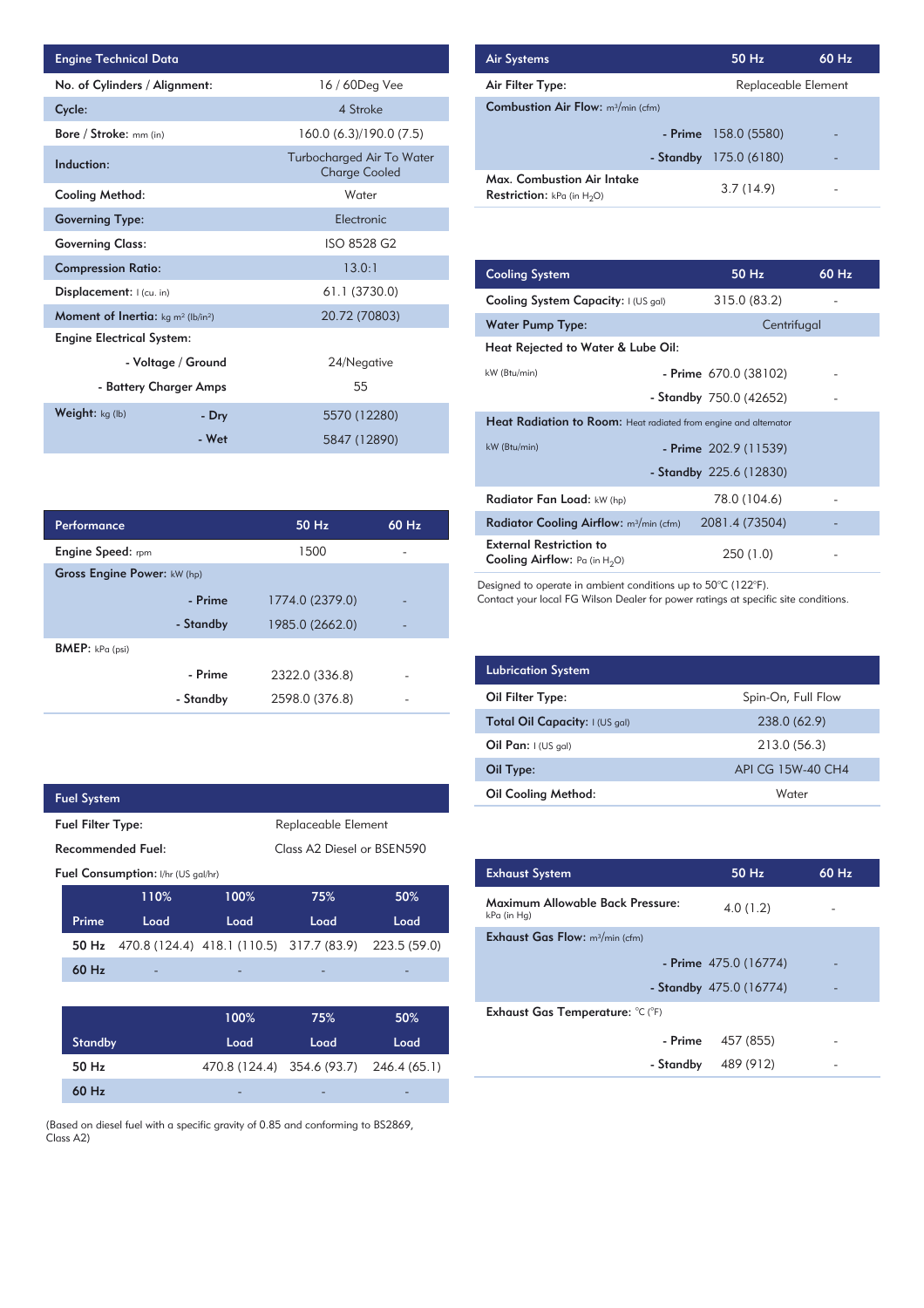| Engine Technical Data | | |
|---|---|---|
| No. of Cylinders / Alignment: | | 16 / 60Deg Vee |
| Cycle: | | 4 Stroke |
| Bore / Stroke: mm (in) | | 160.0 (6.3)/190.0 (7.5) |
| Induction: | | Turbocharged Air To Water Charge Cooled |
| Cooling Method: | | Water |
| Governing Type: | | Electronic |
| Governing Class: | | ISO 8528 G2 |
| Compression Ratio: | | 13.0:1 |
| Displacement: l (cu. in) | | 61.1 (3730.0) |
| Moment of Inertia: kg m² (lb/in²) | | 20.72 (70803) |
| Engine Electrical System: | | |
| | - Voltage / Ground | 24/Negative |
| | - Battery Charger Amps | 55 |
| Weight: kg (lb) | - Dry | 5570 (12280) |
| | - Wet | 5847 (12890) |

| Performance | | 50 Hz | 60 Hz |
|---|---|---|---|
| Engine Speed: rpm | | 1500 | - |
| Gross Engine Power: kW (hp) | | | |
| | - Prime | 1774.0 (2379.0) | - |
| | - Standby | 1985.0 (2662.0) | - |
| BMEP: kPa (psi) | | | |
| | - Prime | 2322.0 (336.8) | - |
| | - Standby | 2598.0 (376.8) | - |

| Fuel System | |
|---|---|
| Fuel Filter Type: | Replaceable Element |
| Recommended Fuel: | Class A2 Diesel or BSEN590 |

Fuel Consumption: l/hr (US gal/hr)

| Prime | 110% Load | 100% Load | 75% Load | 50% Load |
|---|---|---|---|---|
| 50 Hz | 470.8 (124.4) | 418.1 (110.5) | 317.7 (83.9) | 223.5 (59.0) |
| 60 Hz | - | - | - | - |

| Standby | 100% Load | 75% Load | 50% Load |
|---|---|---|---|
| 50 Hz | 470.8 (124.4) | 354.6 (93.7) | 246.4 (65.1) |
| 60 Hz | - | - | - |

(Based on diesel fuel with a specific gravity of 0.85 and conforming to BS2869, Class A2)

| Air Systems | | 50 Hz | 60 Hz |
|---|---|---|---|
| Air Filter Type: | | Replaceable Element | |
| Combustion Air Flow: m³/min (cfm) | | | |
| | - Prime | 158.0 (5580) | - |
| | - Standby | 175.0 (6180) | - |
| Max. Combustion Air Intake Restriction: kPa (in $H_2O$) | | 3.7 (14.9) | - |

| Cooling System | | 50 Hz | 60 Hz |
|---|---|---|---|
| Cooling System Capacity: l (US gal) | | 315.0 (83.2) | - |
| Water Pump Type: | | Centrifugal | |
| Heat Rejected to Water & Lube Oil: | | | |
| kW (Btu/min) | - Prime | 670.0 (38102) | - |
| | - Standby | 750.0 (42652) | - |
| Heat Radiation to Room: Heat radiated from engine and alternator | | | |
| kW (Btu/min) | - Prime | 202.9 (11539) | - |
| | - Standby | 225.6 (12830) | - |
| Radiator Fan Load: kW (hp) | | 78.0 (104.6) | - |
| Radiator Cooling Airflow: m³/min (cfm) | | 2081.4 (73504) | - |
| External Restriction to Cooling Airflow: Pa (in $H_2O$) | | 250 (1.0) | - |

Designed to operate in ambient conditions up to 50°C (122°F).
Contact your local FG Wilson Dealer for power ratings at specific site conditions.

| Lubrication System | |
|---|---|
| Oil Filter Type: | Spin-On, Full Flow |
| Total Oil Capacity: l (US gal) | 238.0 (62.9) |
| Oil Pan: l (US gal) | 213.0 (56.3) |
| Oil Type: | API CG 15W-40 CH4 |
| Oil Cooling Method: | Water |

| Exhaust System | | 50 Hz | 60 Hz |
|---|---|---|---|
| Maximum Allowable Back Pressure: kPa (in Hg) | | 4.0 (1.2) | - |
| Exhaust Gas Flow: m³/min (cfm) | | | |
| | - Prime | 475.0 (16774) | - |
| | - Standby | 475.0 (16774) | - |
| Exhaust Gas Temperature: °C (°F) | | | |
| | - Prime | 457 (855) | - |
| | - Standby | 489 (912) | - |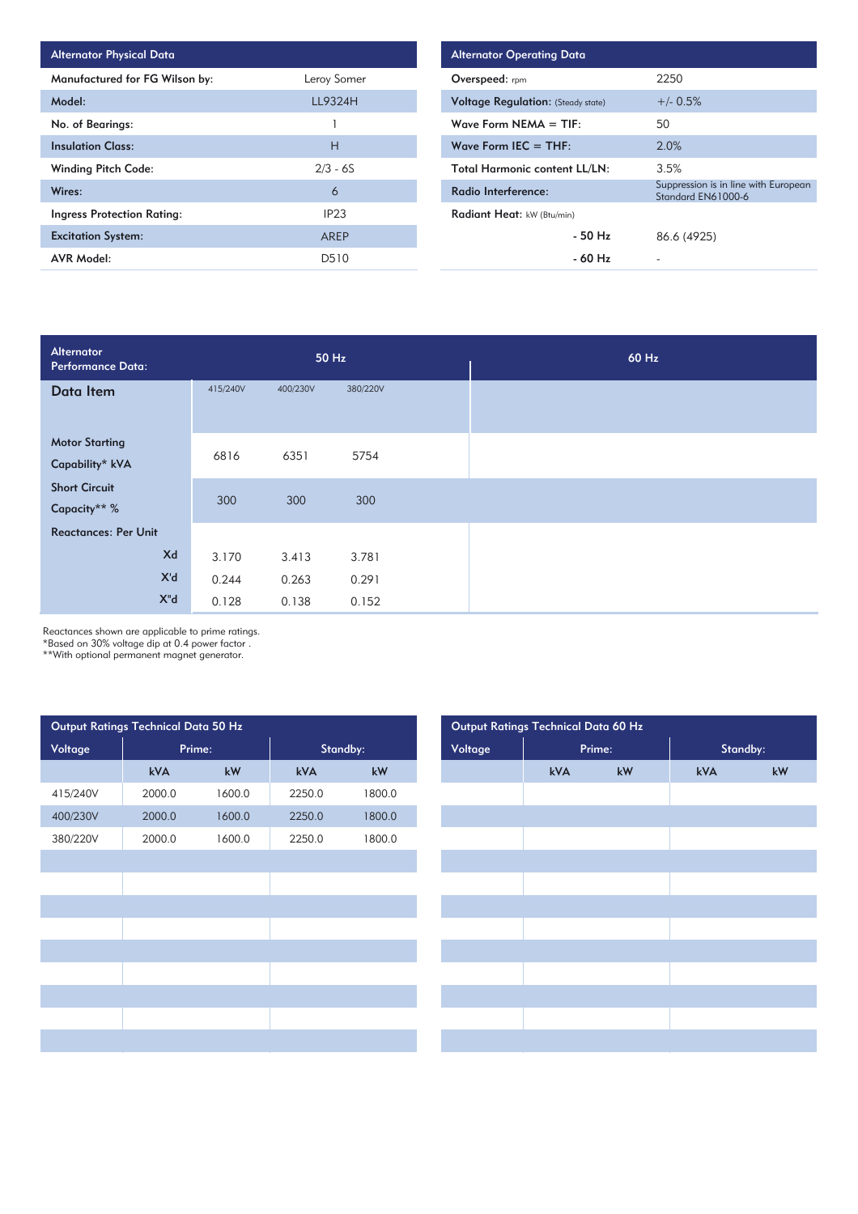| Alternator Physical Data | |
|---|---|
| Manufactured for FG Wilson by: | Leroy Somer |
| Model: | LL9324H |
| No. of Bearings: | 1 |
| Insulation Class: | H |
| Winding Pitch Code: | 2/3 - 6S |
| Wires: | 6 |
| Ingress Protection Rating: | IP23 |
| Excitation System: | AREP |
| AVR Model: | D510 |

| Alternator Operating Data | |
|---|---|
| Overspeed: rpm | 2250 |
| Voltage Regulation: (Steady state) | +/- 0.5% |
| Wave Form NEMA = TIF: | 50 |
| Wave Form IEC = THF: | 2.0% |
| Total Harmonic content LL/LN: | 3.5% |
| Radio Interference: | Suppression is in line with European Standard EN61000-6 |
| Radiant Heat: kW (Btu/min) | |
| - 50 Hz | 86.6 (4925) |
| - 60 Hz | - |

| Alternator Performance Data: | 50 Hz | | | 60 Hz |
|---|---|---|---|---|
| Data Item | 415/240V | 400/230V | 380/220V | |
| Motor Starting Capability* kVA | 6816 | 6351 | 5754 | |
| Short Circuit Capacity** % | 300 | 300 | 300 | |
| Reactances: Per Unit | | | | |
| Xd | 3.170 | 3.413 | 3.781 | |
| X'd | 0.244 | 0.263 | 0.291 | |
| X''d | 0.128 | 0.138 | 0.152 | |

Reactances shown are applicable to prime ratings.
*Based on 30% voltage dip at 0.4 power factor .
**With optional permanent magnet generator.

| Output Ratings Technical Data 50 Hz | | | | |
|---|---|---|---|---|
| Voltage | Prime: | | Standby: | |
| | kVA | kW | kVA | kW |
| 415/240V | 2000.0 | 1600.0 | 2250.0 | 1800.0 |
| 400/230V | 2000.0 | 1600.0 | 2250.0 | 1800.0 |
| 380/220V | 2000.0 | 1600.0 | 2250.0 | 1800.0 |

| Output Ratings Technical Data 60 Hz | | | | |
|---|---|---|---|---|
| Voltage | Prime: | | Standby: | |
| | kVA | kW | kVA | kW |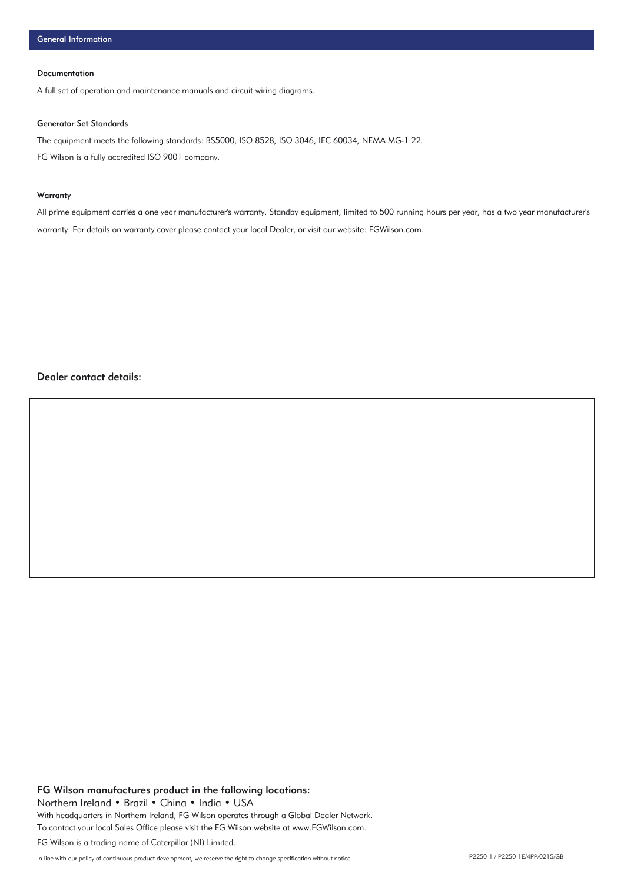## General Information

### Documentation

A full set of operation and maintenance manuals and circuit wiring diagrams.

### Generator Set Standards

The equipment meets the following standards: BS5000, ISO 8528, ISO 3046, IEC 60034, NEMA MG-1.22.

FG Wilson is a fully accredited ISO 9001 company.

### Warranty

All prime equipment carries a one year manufacturer's warranty. Standby equipment, limited to 500 running hours per year, has a two year manufacturer's warranty. For details on warranty cover please contact your local Dealer, or visit our website: FGWilson.com.

### Dealer contact details:

### FG Wilson manufactures product in the following locations:

Northern Ireland • Brazil • China • India • USA

With headquarters in Northern Ireland, FG Wilson operates through a Global Dealer Network.

To contact your local Sales Office please visit the FG Wilson website at www.FGWilson.com.

FG Wilson is a trading name of Caterpillar (NI) Limited.

In line with our policy of continuous product development, we reserve the right to change specification without notice.

P2250-1 / P2250-1E/4PP/0215/GB